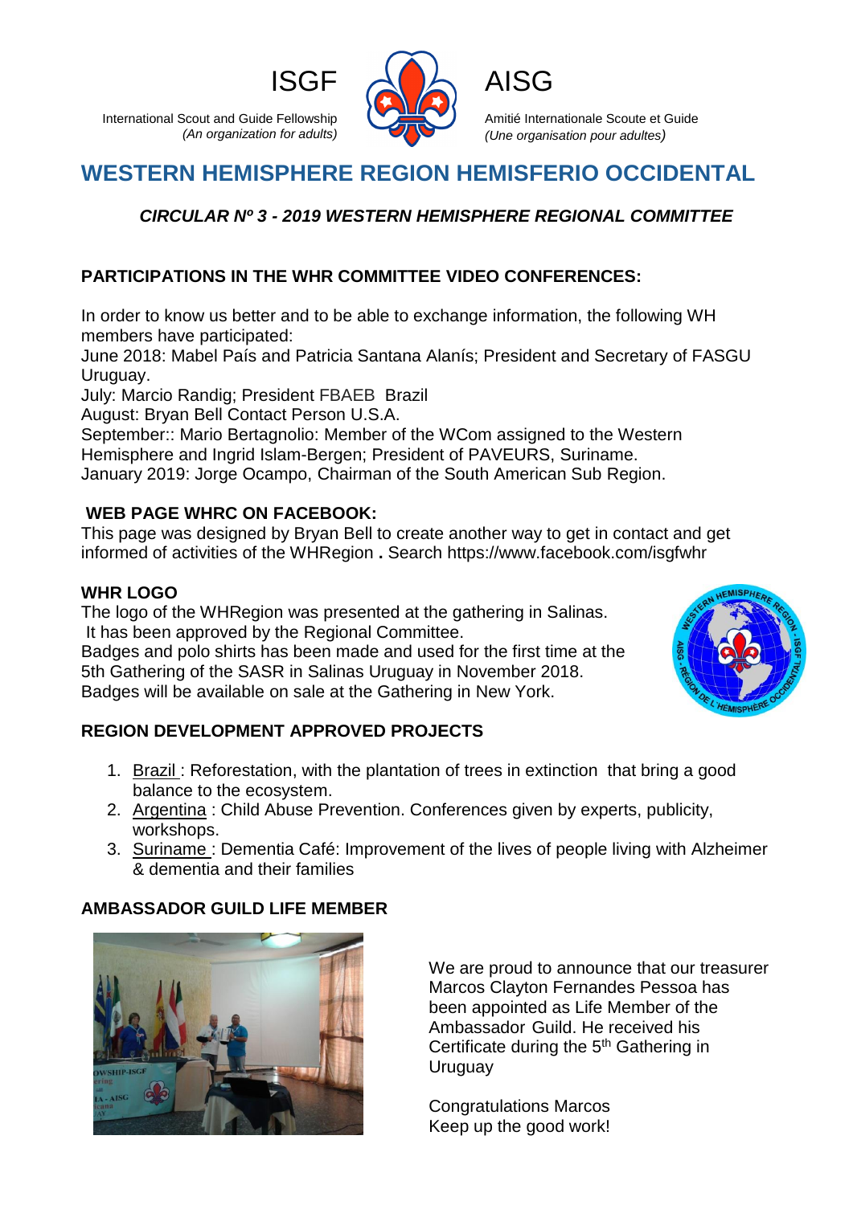ISGF

International Scout and Guide Fellowship
*(An organization for adults)*

AISG

Amitié Internationale Scoute et Guide
*(Une organisation pour adultes)*

# WESTERN HEMISPHERE REGION HEMISFERIO OCCIDENTAL

***CIRCULAR Nº 3 - 2019 WESTERN HEMISPHERE REGIONAL COMMITTEE***

## PARTICIPATIONS IN THE WHR COMMITTEE VIDEO CONFERENCES:

In order to know us better and to be able to exchange information, the following WH members have participated:
June 2018: Mabel País and Patricia Santana Alanís; President and Secretary of FASGU Uruguay.
July: Marcio Randig; President FBAEB Brazil
August: Bryan Bell Contact Person U.S.A.
September:: Mario Bertagnolio: Member of the WCom assigned to the Western Hemisphere and Ingrid Islam-Bergen; President of PAVEURS, Suriname.
January 2019: Jorge Ocampo, Chairman of the South American Sub Region.

## WEB PAGE WHRC ON FACEBOOK:

This page was designed by Bryan Bell to create another way to get in contact and get informed of activities of the WHRegion **.** Search https://www.facebook.com/isgfwhr

## WHR LOGO

The logo of the WHRegion was presented at the gathering in Salinas.
It has been approved by the Regional Committee.
Badges and polo shirts has been made and used for the first time at the 5th Gathering of the SASR in Salinas Uruguay in November 2018.
Badges will be available on sale at the Gathering in New York.

## REGION DEVELOPMENT APPROVED PROJECTS

1. Brazil : Reforestation, with the plantation of trees in extinction that bring a good balance to the ecosystem.
2. Argentina : Child Abuse Prevention. Conferences given by experts, publicity, workshops.
3. Suriname : Dementia Café: Improvement of the lives of people living with Alzheimer & dementia and their families

## AMBASSADOR GUILD LIFE MEMBER

We are proud to announce that our treasurer Marcos Clayton Fernandes Pessoa has been appointed as Life Member of the Ambassador Guild. He received his Certificate during the 5th Gathering in Uruguay

Congratulations Marcos
Keep up the good work!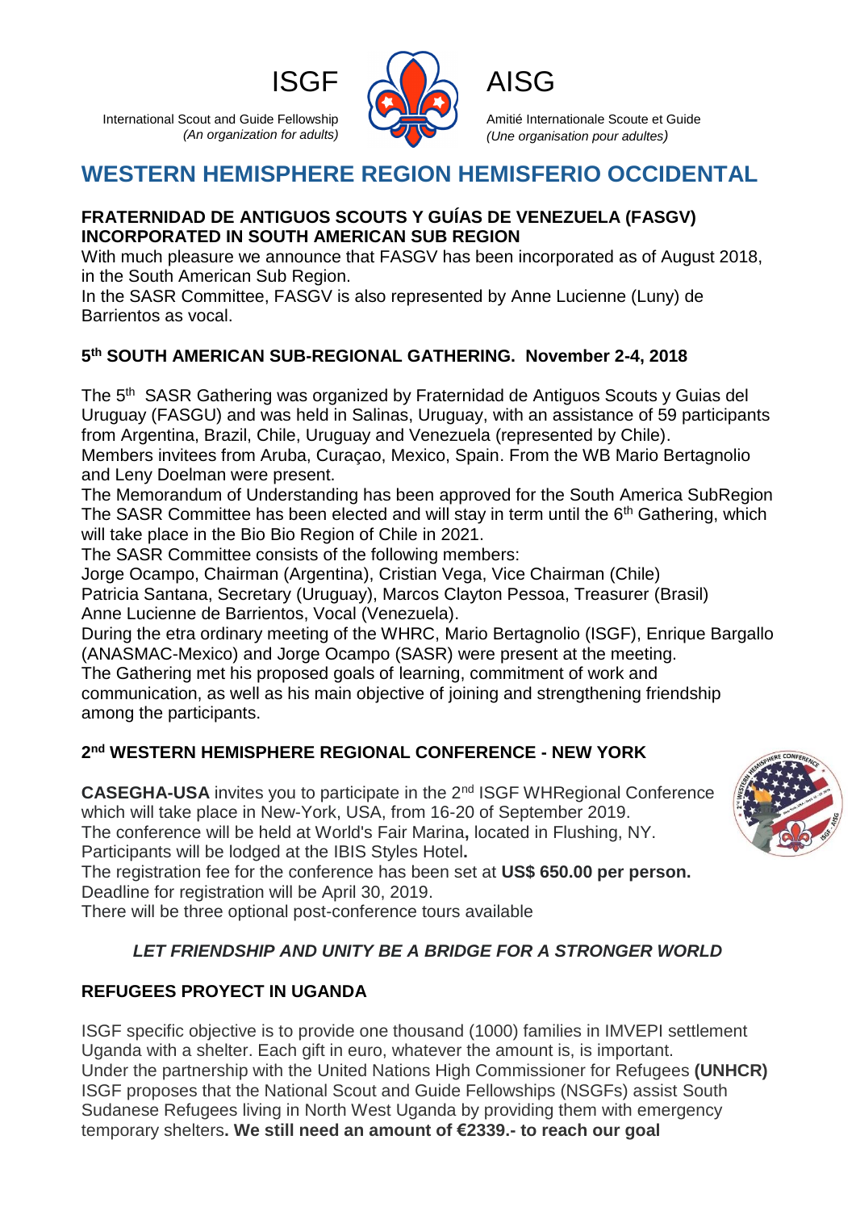ISGF

International Scout and Guide Fellowship
*(An organization for adults)*

AISG

Amitié Internationale Scoute et Guide
*(Une organisation pour adultes)*

# WESTERN HEMISPHERE REGION HEMISFERIO OCCIDENTAL

**FRATERNIDAD DE ANTIGUOS SCOUTS Y GUÍAS DE VENEZUELA (FASGV) INCORPORATED IN SOUTH AMERICAN SUB REGION**

With much pleasure we announce that FASGV has been incorporated as of August 2018, in the South American Sub Region.
In the SASR Committee, FASGV is also represented by Anne Lucienne (Luny) de Barrientos as vocal.

**5th SOUTH AMERICAN SUB-REGIONAL GATHERING. November 2-4, 2018**

The 5th SASR Gathering was organized by Fraternidad de Antiguos Scouts y Guias del Uruguay (FASGU) and was held in Salinas, Uruguay, with an assistance of 59 participants from Argentina, Brazil, Chile, Uruguay and Venezuela (represented by Chile).
Members invitees from Aruba, Curaçao, Mexico, Spain. From the WB Mario Bertagnolio and Leny Doelman were present.
The Memorandum of Understanding has been approved for the South America SubRegion
The SASR Committee has been elected and will stay in term until the 6th Gathering, which will take place in the Bio Bio Region of Chile in 2021.
The SASR Committee consists of the following members:
Jorge Ocampo, Chairman (Argentina), Cristian Vega, Vice Chairman (Chile)
Patricia Santana, Secretary (Uruguay), Marcos Clayton Pessoa, Treasurer (Brasil)
Anne Lucienne de Barrientos, Vocal (Venezuela).
During the etra ordinary meeting of the WHRC, Mario Bertagnolio (ISGF), Enrique Bargallo (ANASMAC-Mexico) and Jorge Ocampo (SASR) were present at the meeting.
The Gathering met his proposed goals of learning, commitment of work and communication, as well as his main objective of joining and strengthening friendship among the participants.

**2nd WESTERN HEMISPHERE REGIONAL CONFERENCE - NEW YORK**

**CASEGHA-USA** invites you to participate in the 2nd ISGF WHRegional Conference which will take place in New-York, USA, from 16-20 of September 2019.
The conference will be held at World's Fair Marina**,** located in Flushing, NY.
Participants will be lodged at the IBIS Styles Hotel**.**
The registration fee for the conference has been set at **US$ 650.00 per person.**
Deadline for registration will be April 30, 2019.
There will be three optional post-conference tours available

***LET FRIENDSHIP AND UNITY BE A BRIDGE FOR A STRONGER WORLD***

**REFUGEES PROYECT IN UGANDA**

ISGF specific objective is to provide one thousand (1000) families in IMVEPI settlement Uganda with a shelter. Each gift in euro, whatever the amount is, is important.
Under the partnership with the United Nations High Commissioner for Refugees **(UNHCR)** ISGF proposes that the National Scout and Guide Fellowships (NSGFs) assist South Sudanese Refugees living in North West Uganda by providing them with emergency temporary shelters**. We still need an amount of €2339.- to reach our goal**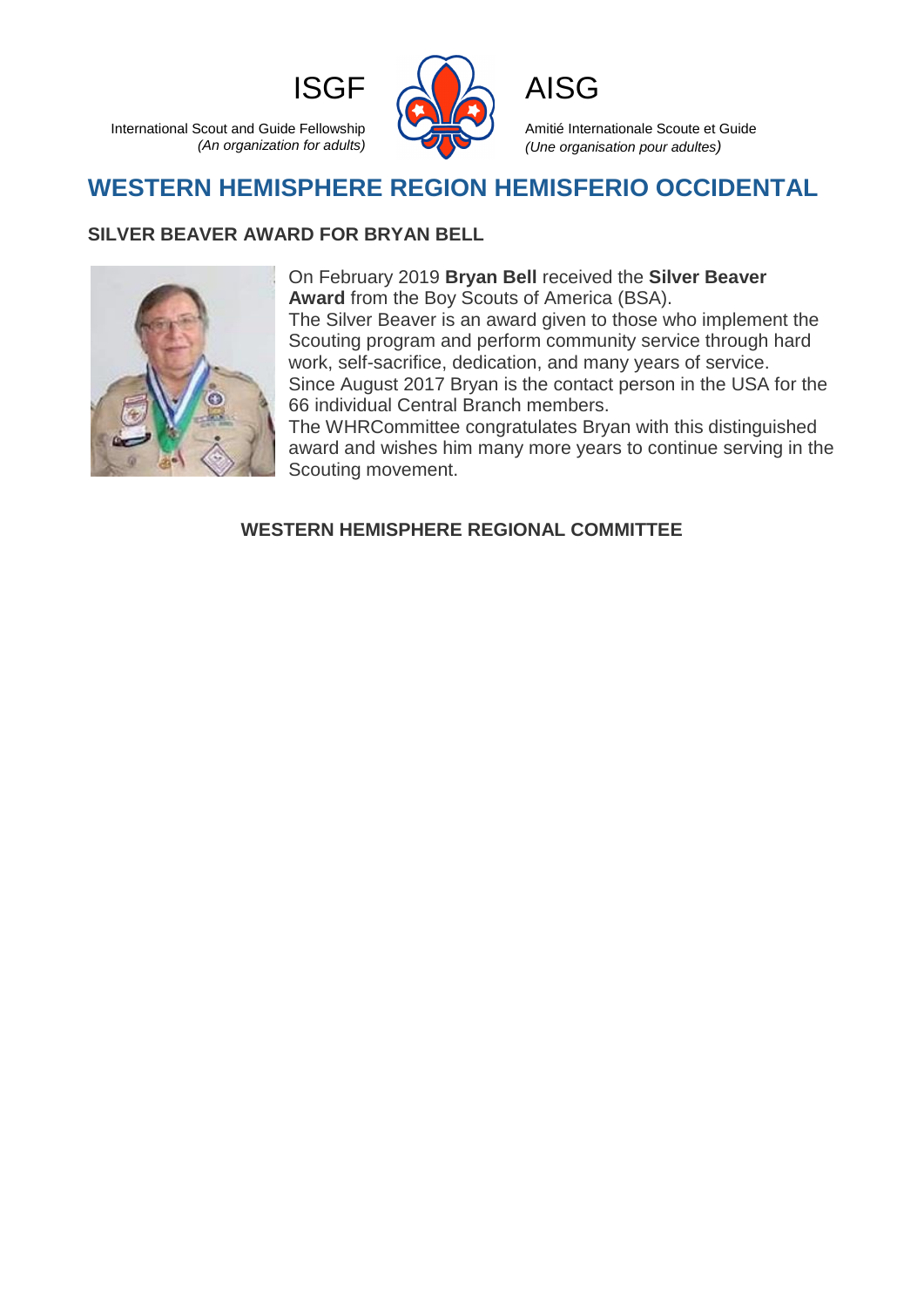ISGF

International Scout and Guide Fellowship
*(An organization for adults)*

AISG

Amitié Internationale Scoute et Guide
*(Une organisation pour adultes)*

# WESTERN HEMISPHERE REGION HEMISFERIO OCCIDENTAL

### SILVER BEAVER AWARD FOR BRYAN BELL

On February 2019 **Bryan Bell** received the **Silver Beaver Award** from the Boy Scouts of America (BSA).
The Silver Beaver is an award given to those who implement the Scouting program and perform community service through hard work, self-sacrifice, dedication, and many years of service.
Since August 2017 Bryan is the contact person in the USA for the 66 individual Central Branch members.
The WHRCommittee congratulates Bryan with this distinguished award and wishes him many more years to continue serving in the Scouting movement.

**WESTERN HEMISPHERE REGIONAL COMMITTEE**